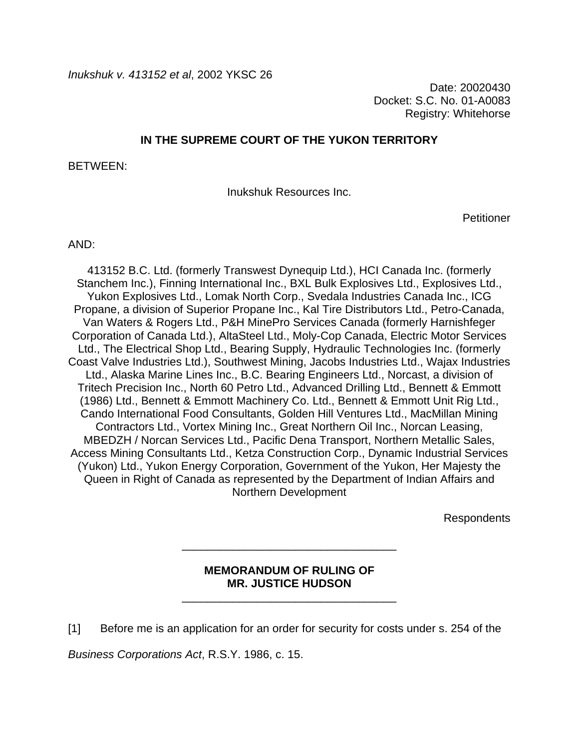*Inukshuk v. 413152 et al*, 2002 YKSC 26

Date: 20020430
Docket: S.C. No. 01-A0083
Registry: Whitehorse

**IN THE SUPREME COURT OF THE YUKON TERRITORY**

BETWEEN:

Inukshuk Resources Inc.

Petitioner

AND:

413152 B.C. Ltd. (formerly Transwest Dynequip Ltd.), HCI Canada Inc. (formerly Stanchem Inc.), Finning International Inc., BXL Bulk Explosives Ltd., Explosives Ltd., Yukon Explosives Ltd., Lomak North Corp., Svedala Industries Canada Inc., ICG Propane, a division of Superior Propane Inc., Kal Tire Distributors Ltd., Petro-Canada, Van Waters & Rogers Ltd., P&H MinePro Services Canada (formerly Harnishfeger Corporation of Canada Ltd.), AltaSteel Ltd., Moly-Cop Canada, Electric Motor Services Ltd., The Electrical Shop Ltd., Bearing Supply, Hydraulic Technologies Inc. (formerly Coast Valve Industries Ltd.), Southwest Mining, Jacobs Industries Ltd., Wajax Industries Ltd., Alaska Marine Lines Inc., B.C. Bearing Engineers Ltd., Norcast, a division of Tritech Precision Inc., North 60 Petro Ltd., Advanced Drilling Ltd., Bennett & Emmott (1986) Ltd., Bennett & Emmott Machinery Co. Ltd., Bennett & Emmott Unit Rig Ltd., Cando International Food Consultants, Golden Hill Ventures Ltd., MacMillan Mining Contractors Ltd., Vortex Mining Inc., Great Northern Oil Inc., Norcan Leasing, MBEDZH / Norcan Services Ltd., Pacific Dena Transport, Northern Metallic Sales, Access Mining Consultants Ltd., Ketza Construction Corp., Dynamic Industrial Services (Yukon) Ltd., Yukon Energy Corporation, Government of the Yukon, Her Majesty the Queen in Right of Canada as represented by the Department of Indian Affairs and Northern Development

Respondents

---

**MEMORANDUM OF RULING OF MR. JUSTICE HUDSON**

---

[1] Before me is an application for an order for security for costs under s. 254 of the *Business Corporations Act*, R.S.Y. 1986, c. 15.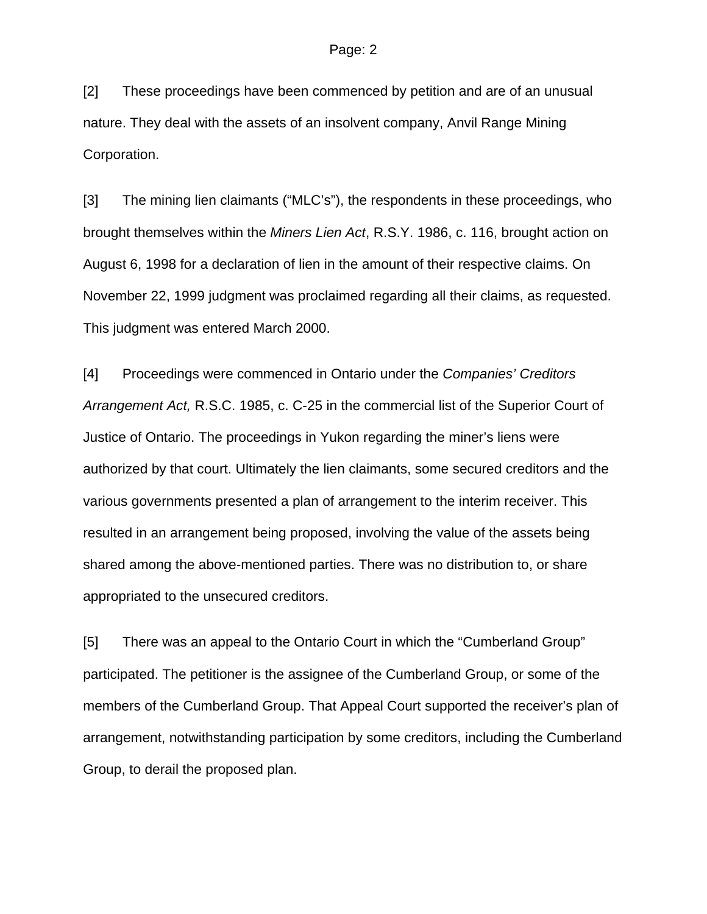[2] These proceedings have been commenced by petition and are of an unusual nature. They deal with the assets of an insolvent company, Anvil Range Mining Corporation.

[3] The mining lien claimants ("MLC's"), the respondents in these proceedings, who brought themselves within the *Miners Lien Act*, R.S.Y. 1986, c. 116, brought action on August 6, 1998 for a declaration of lien in the amount of their respective claims. On November 22, 1999 judgment was proclaimed regarding all their claims, as requested. This judgment was entered March 2000.

[4] Proceedings were commenced in Ontario under the *Companies' Creditors Arrangement Act,* R.S.C. 1985, c. C-25 in the commercial list of the Superior Court of Justice of Ontario. The proceedings in Yukon regarding the miner's liens were authorized by that court. Ultimately the lien claimants, some secured creditors and the various governments presented a plan of arrangement to the interim receiver. This resulted in an arrangement being proposed, involving the value of the assets being shared among the above-mentioned parties. There was no distribution to, or share appropriated to the unsecured creditors.

[5] There was an appeal to the Ontario Court in which the "Cumberland Group" participated. The petitioner is the assignee of the Cumberland Group, or some of the members of the Cumberland Group. That Appeal Court supported the receiver's plan of arrangement, notwithstanding participation by some creditors, including the Cumberland Group, to derail the proposed plan.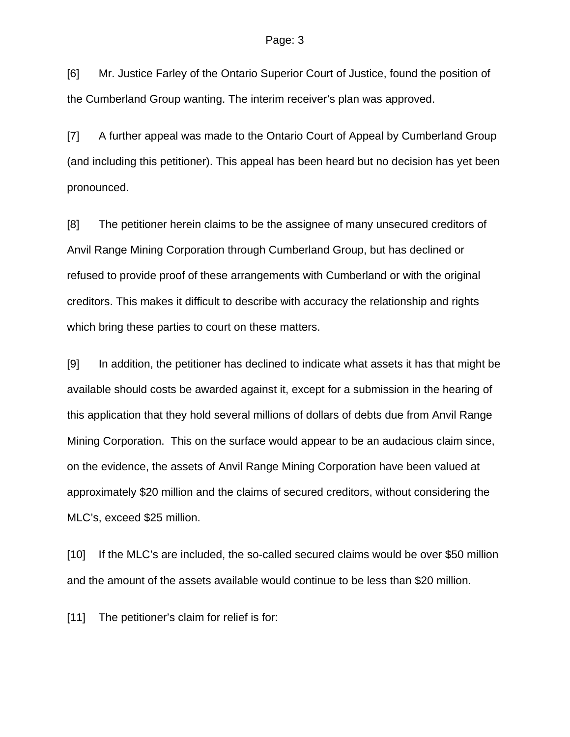[6] Mr. Justice Farley of the Ontario Superior Court of Justice, found the position of the Cumberland Group wanting. The interim receiver's plan was approved.

[7] A further appeal was made to the Ontario Court of Appeal by Cumberland Group (and including this petitioner). This appeal has been heard but no decision has yet been pronounced.

[8] The petitioner herein claims to be the assignee of many unsecured creditors of Anvil Range Mining Corporation through Cumberland Group, but has declined or refused to provide proof of these arrangements with Cumberland or with the original creditors. This makes it difficult to describe with accuracy the relationship and rights which bring these parties to court on these matters.

[9] In addition, the petitioner has declined to indicate what assets it has that might be available should costs be awarded against it, except for a submission in the hearing of this application that they hold several millions of dollars of debts due from Anvil Range Mining Corporation. This on the surface would appear to be an audacious claim since, on the evidence, the assets of Anvil Range Mining Corporation have been valued at approximately $20 million and the claims of secured creditors, without considering the MLC's, exceed $25 million.

[10] If the MLC's are included, the so-called secured claims would be over $50 million and the amount of the assets available would continue to be less than $20 million.

[11] The petitioner's claim for relief is for: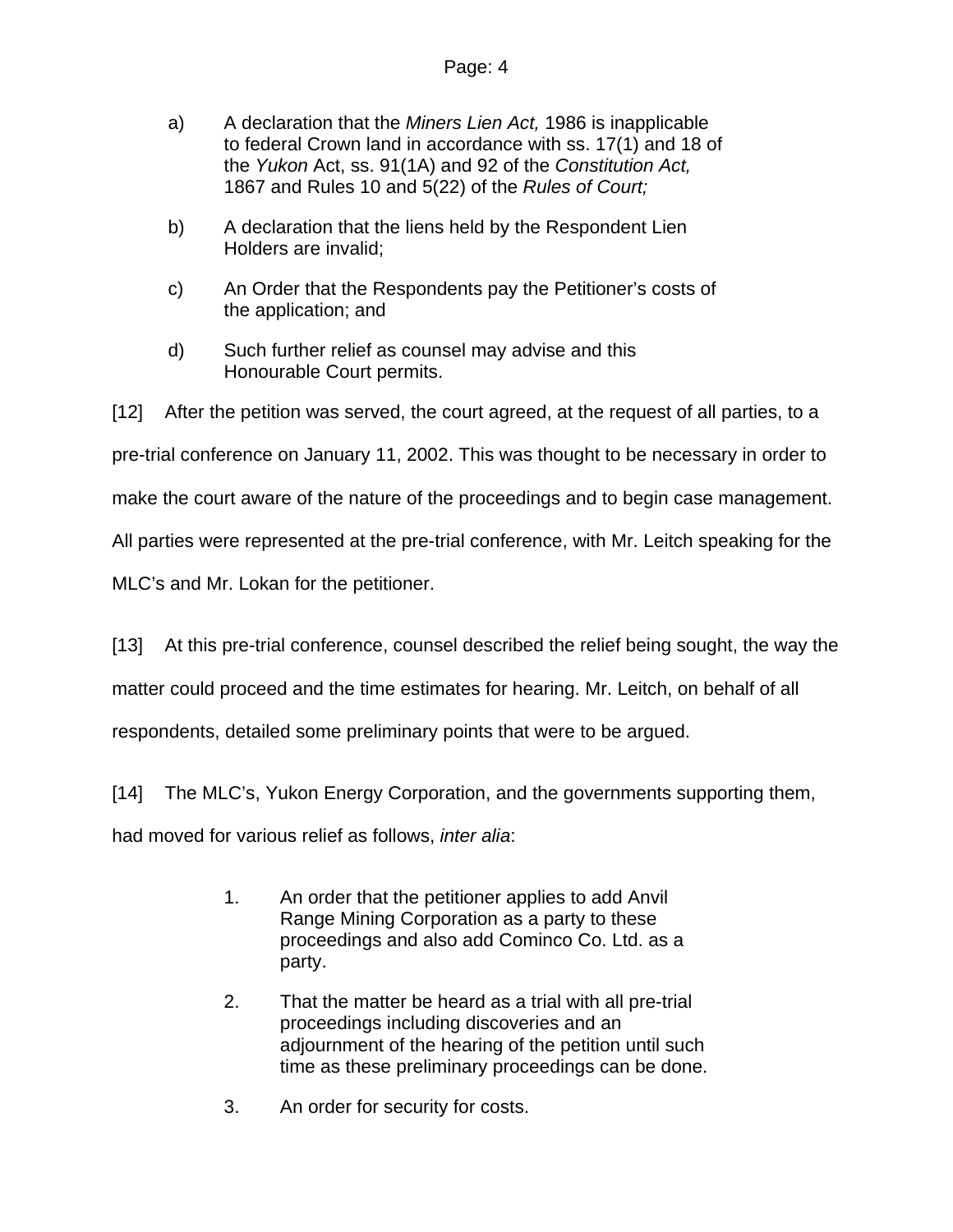a) A declaration that the *Miners Lien Act,* 1986 is inapplicable to federal Crown land in accordance with ss. 17(1) and 18 of the *Yukon* Act, ss. 91(1A) and 92 of the *Constitution Act,* 1867 and Rules 10 and 5(22) of the *Rules of Court;*

b) A declaration that the liens held by the Respondent Lien Holders are invalid;

c) An Order that the Respondents pay the Petitioner's costs of the application; and

d) Such further relief as counsel may advise and this Honourable Court permits.

[12] After the petition was served, the court agreed, at the request of all parties, to a pre-trial conference on January 11, 2002. This was thought to be necessary in order to make the court aware of the nature of the proceedings and to begin case management. All parties were represented at the pre-trial conference, with Mr. Leitch speaking for the MLC's and Mr. Lokan for the petitioner.

[13] At this pre-trial conference, counsel described the relief being sought, the way the matter could proceed and the time estimates for hearing. Mr. Leitch, on behalf of all respondents, detailed some preliminary points that were to be argued.

[14] The MLC's, Yukon Energy Corporation, and the governments supporting them, had moved for various relief as follows, *inter alia*:

1. An order that the petitioner applies to add Anvil Range Mining Corporation as a party to these proceedings and also add Cominco Co. Ltd. as a party.

2. That the matter be heard as a trial with all pre-trial proceedings including discoveries and an adjournment of the hearing of the petition until such time as these preliminary proceedings can be done.

3. An order for security for costs.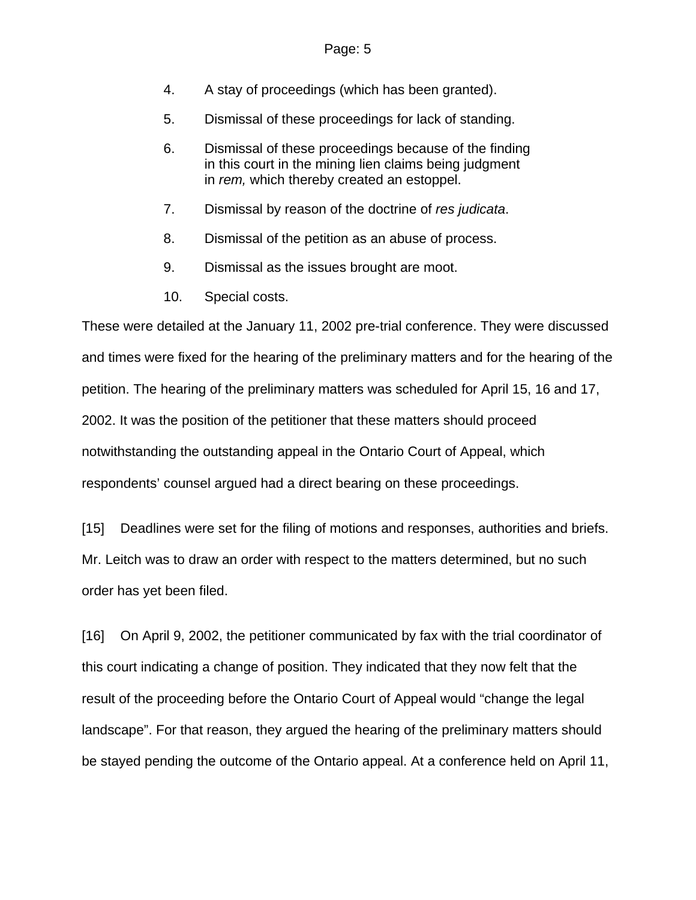4. A stay of proceedings (which has been granted).

5. Dismissal of these proceedings for lack of standing.

6. Dismissal of these proceedings because of the finding in this court in the mining lien claims being judgment in *rem,* which thereby created an estoppel.

7. Dismissal by reason of the doctrine of *res judicata*.

8. Dismissal of the petition as an abuse of process.

9. Dismissal as the issues brought are moot.

10. Special costs.

These were detailed at the January 11, 2002 pre-trial conference. They were discussed and times were fixed for the hearing of the preliminary matters and for the hearing of the petition. The hearing of the preliminary matters was scheduled for April 15, 16 and 17, 2002. It was the position of the petitioner that these matters should proceed notwithstanding the outstanding appeal in the Ontario Court of Appeal, which respondents' counsel argued had a direct bearing on these proceedings.

[15] Deadlines were set for the filing of motions and responses, authorities and briefs. Mr. Leitch was to draw an order with respect to the matters determined, but no such order has yet been filed.

[16] On April 9, 2002, the petitioner communicated by fax with the trial coordinator of this court indicating a change of position. They indicated that they now felt that the result of the proceeding before the Ontario Court of Appeal would "change the legal landscape". For that reason, they argued the hearing of the preliminary matters should be stayed pending the outcome of the Ontario appeal. At a conference held on April 11,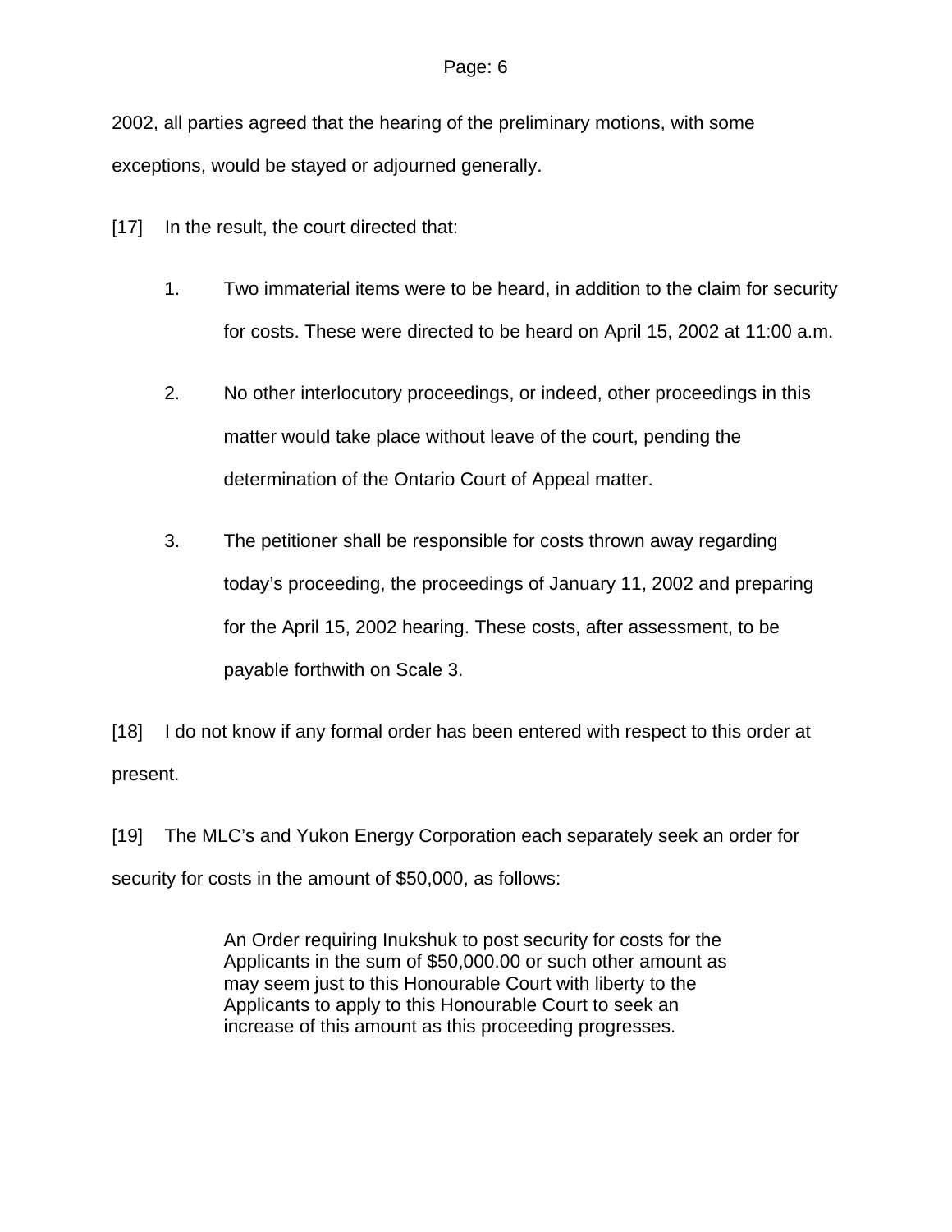2002, all parties agreed that the hearing of the preliminary motions, with some exceptions, would be stayed or adjourned generally.

[17] In the result, the court directed that:

1. Two immaterial items were to be heard, in addition to the claim for security for costs. These were directed to be heard on April 15, 2002 at 11:00 a.m.

2. No other interlocutory proceedings, or indeed, other proceedings in this matter would take place without leave of the court, pending the determination of the Ontario Court of Appeal matter.

3. The petitioner shall be responsible for costs thrown away regarding today's proceeding, the proceedings of January 11, 2002 and preparing for the April 15, 2002 hearing. These costs, after assessment, to be payable forthwith on Scale 3.

[18] I do not know if any formal order has been entered with respect to this order at present.

[19] The MLC's and Yukon Energy Corporation each separately seek an order for security for costs in the amount of $50,000, as follows:

> An Order requiring Inukshuk to post security for costs for the Applicants in the sum of $50,000.00 or such other amount as may seem just to this Honourable Court with liberty to the Applicants to apply to this Honourable Court to seek an increase of this amount as this proceeding progresses.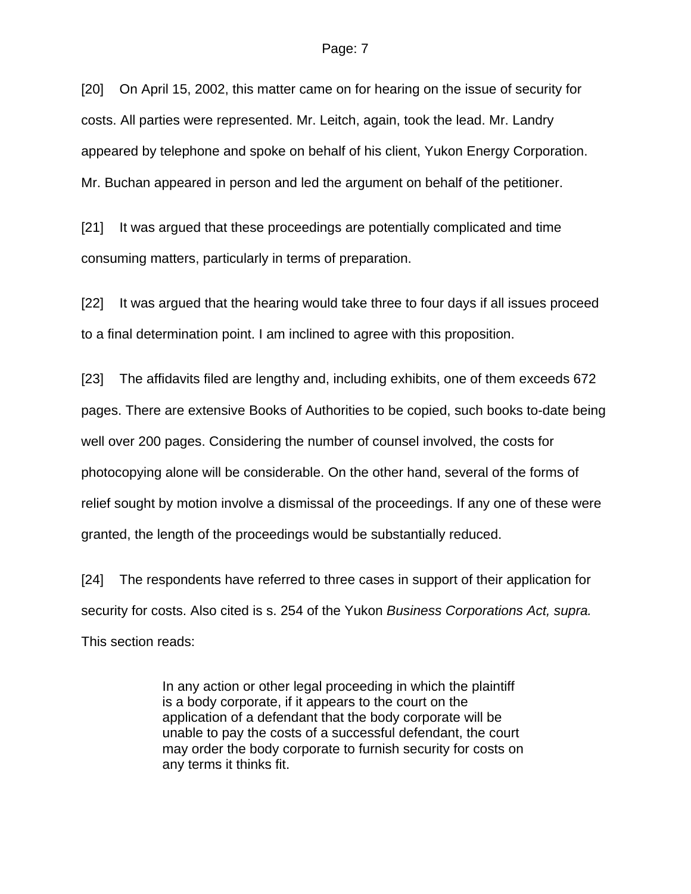[20] On April 15, 2002, this matter came on for hearing on the issue of security for costs. All parties were represented. Mr. Leitch, again, took the lead. Mr. Landry appeared by telephone and spoke on behalf of his client, Yukon Energy Corporation. Mr. Buchan appeared in person and led the argument on behalf of the petitioner.

[21] It was argued that these proceedings are potentially complicated and time consuming matters, particularly in terms of preparation.

[22] It was argued that the hearing would take three to four days if all issues proceed to a final determination point. I am inclined to agree with this proposition.

[23] The affidavits filed are lengthy and, including exhibits, one of them exceeds 672 pages. There are extensive Books of Authorities to be copied, such books to-date being well over 200 pages. Considering the number of counsel involved, the costs for photocopying alone will be considerable. On the other hand, several of the forms of relief sought by motion involve a dismissal of the proceedings. If any one of these were granted, the length of the proceedings would be substantially reduced.

[24] The respondents have referred to three cases in support of their application for security for costs. Also cited is s. 254 of the Yukon *Business Corporations Act, supra.* This section reads:

> In any action or other legal proceeding in which the plaintiff is a body corporate, if it appears to the court on the application of a defendant that the body corporate will be unable to pay the costs of a successful defendant, the court may order the body corporate to furnish security for costs on any terms it thinks fit.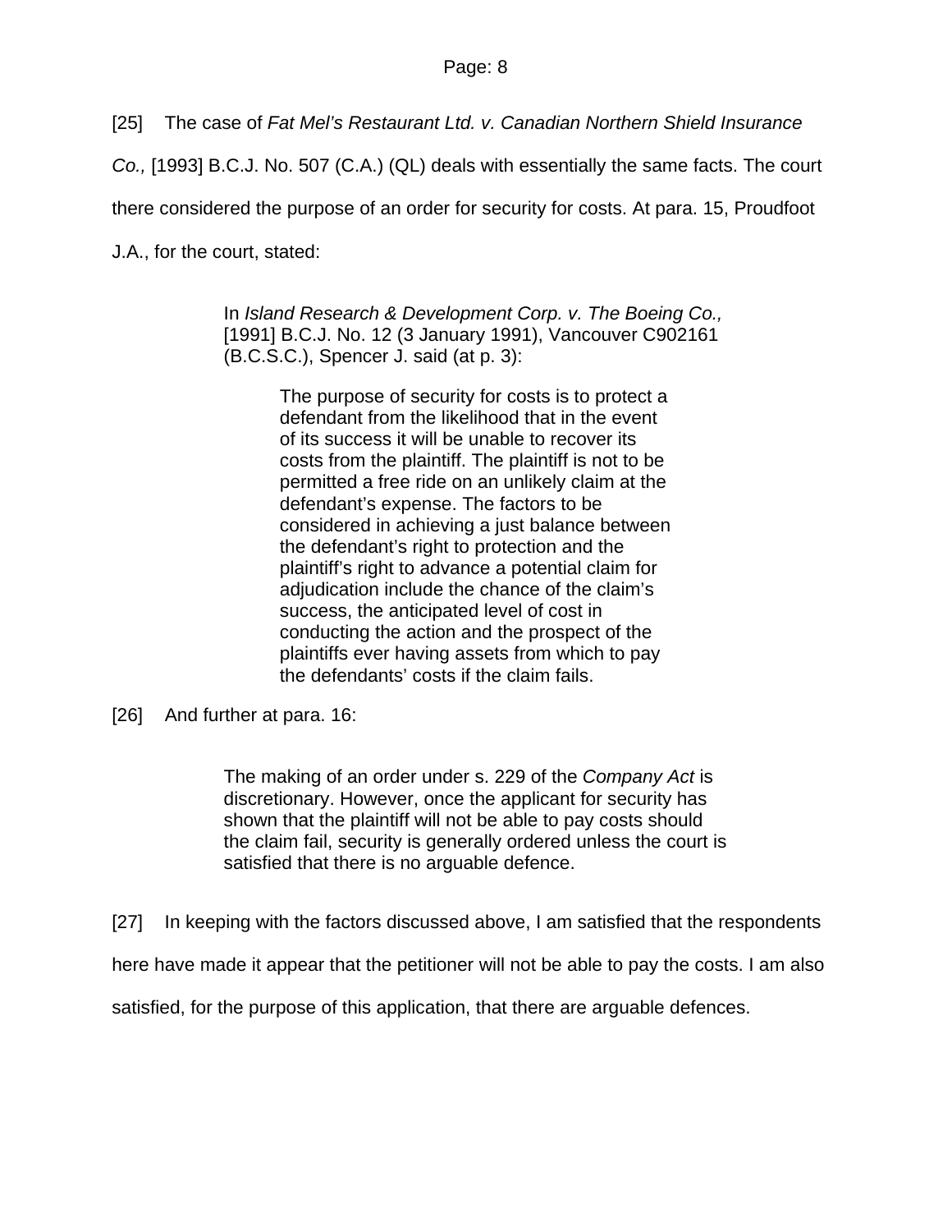[25] The case of *Fat Mel's Restaurant Ltd. v. Canadian Northern Shield Insurance Co.,* [1993] B.C.J. No. 507 (C.A.) (QL) deals with essentially the same facts. The court there considered the purpose of an order for security for costs. At para. 15, Proudfoot J.A., for the court, stated:

> In *Island Research & Development Corp. v. The Boeing Co.,* [1991] B.C.J. No. 12 (3 January 1991), Vancouver C902161 (B.C.S.C.), Spencer J. said (at p. 3):
>
> > The purpose of security for costs is to protect a defendant from the likelihood that in the event of its success it will be unable to recover its costs from the plaintiff. The plaintiff is not to be permitted a free ride on an unlikely claim at the defendant's expense. The factors to be considered in achieving a just balance between the defendant's right to protection and the plaintiff's right to advance a potential claim for adjudication include the chance of the claim's success, the anticipated level of cost in conducting the action and the prospect of the plaintiffs ever having assets from which to pay the defendants' costs if the claim fails.

[26] And further at para. 16:

> The making of an order under s. 229 of the *Company Act* is discretionary. However, once the applicant for security has shown that the plaintiff will not be able to pay costs should the claim fail, security is generally ordered unless the court is satisfied that there is no arguable defence.

[27] In keeping with the factors discussed above, I am satisfied that the respondents here have made it appear that the petitioner will not be able to pay the costs. I am also satisfied, for the purpose of this application, that there are arguable defences.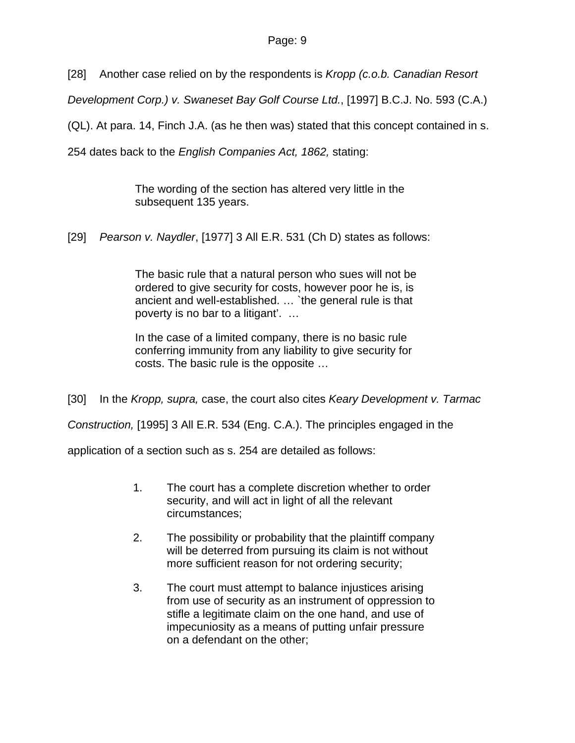[28] Another case relied on by the respondents is *Kropp (c.o.b. Canadian Resort Development Corp.) v. Swaneset Bay Golf Course Ltd.*, [1997] B.C.J. No. 593 (C.A.) (QL). At para. 14, Finch J.A. (as he then was) stated that this concept contained in s. 254 dates back to the *English Companies Act, 1862,* stating:

> The wording of the section has altered very little in the subsequent 135 years.

[29] *Pearson v. Naydler*, [1977] 3 All E.R. 531 (Ch D) states as follows:

> The basic rule that a natural person who sues will not be ordered to give security for costs, however poor he is, is ancient and well-established. … `the general rule is that poverty is no bar to a litigant'. …
>
> In the case of a limited company, there is no basic rule conferring immunity from any liability to give security for costs. The basic rule is the opposite …

[30] In the *Kropp, supra,* case, the court also cites *Keary Development v. Tarmac Construction,* [1995] 3 All E.R. 534 (Eng. C.A.). The principles engaged in the application of a section such as s. 254 are detailed as follows:

> 1. The court has a complete discretion whether to order security, and will act in light of all the relevant circumstances;
> 2. The possibility or probability that the plaintiff company will be deterred from pursuing its claim is not without more sufficient reason for not ordering security;
> 3. The court must attempt to balance injustices arising from use of security as an instrument of oppression to stifle a legitimate claim on the one hand, and use of impecuniosity as a means of putting unfair pressure on a defendant on the other;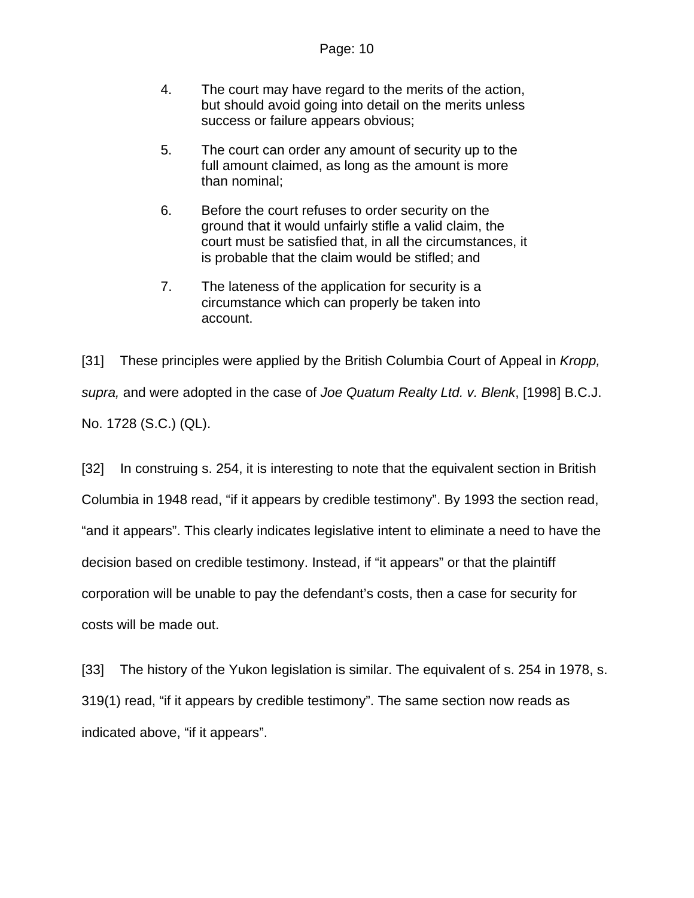4. The court may have regard to the merits of the action, but should avoid going into detail on the merits unless success or failure appears obvious;

5. The court can order any amount of security up to the full amount claimed, as long as the amount is more than nominal;

6. Before the court refuses to order security on the ground that it would unfairly stifle a valid claim, the court must be satisfied that, in all the circumstances, it is probable that the claim would be stifled; and

7. The lateness of the application for security is a circumstance which can properly be taken into account.

[31] These principles were applied by the British Columbia Court of Appeal in *Kropp, supra,* and were adopted in the case of *Joe Quatum Realty Ltd. v. Blenk*, [1998] B.C.J. No. 1728 (S.C.) (QL).

[32] In construing s. 254, it is interesting to note that the equivalent section in British Columbia in 1948 read, “if it appears by credible testimony”. By 1993 the section read, “and it appears”. This clearly indicates legislative intent to eliminate a need to have the decision based on credible testimony. Instead, if “it appears” or that the plaintiff corporation will be unable to pay the defendant’s costs, then a case for security for costs will be made out.

[33] The history of the Yukon legislation is similar. The equivalent of s. 254 in 1978, s. 319(1) read, “if it appears by credible testimony”. The same section now reads as indicated above, “if it appears”.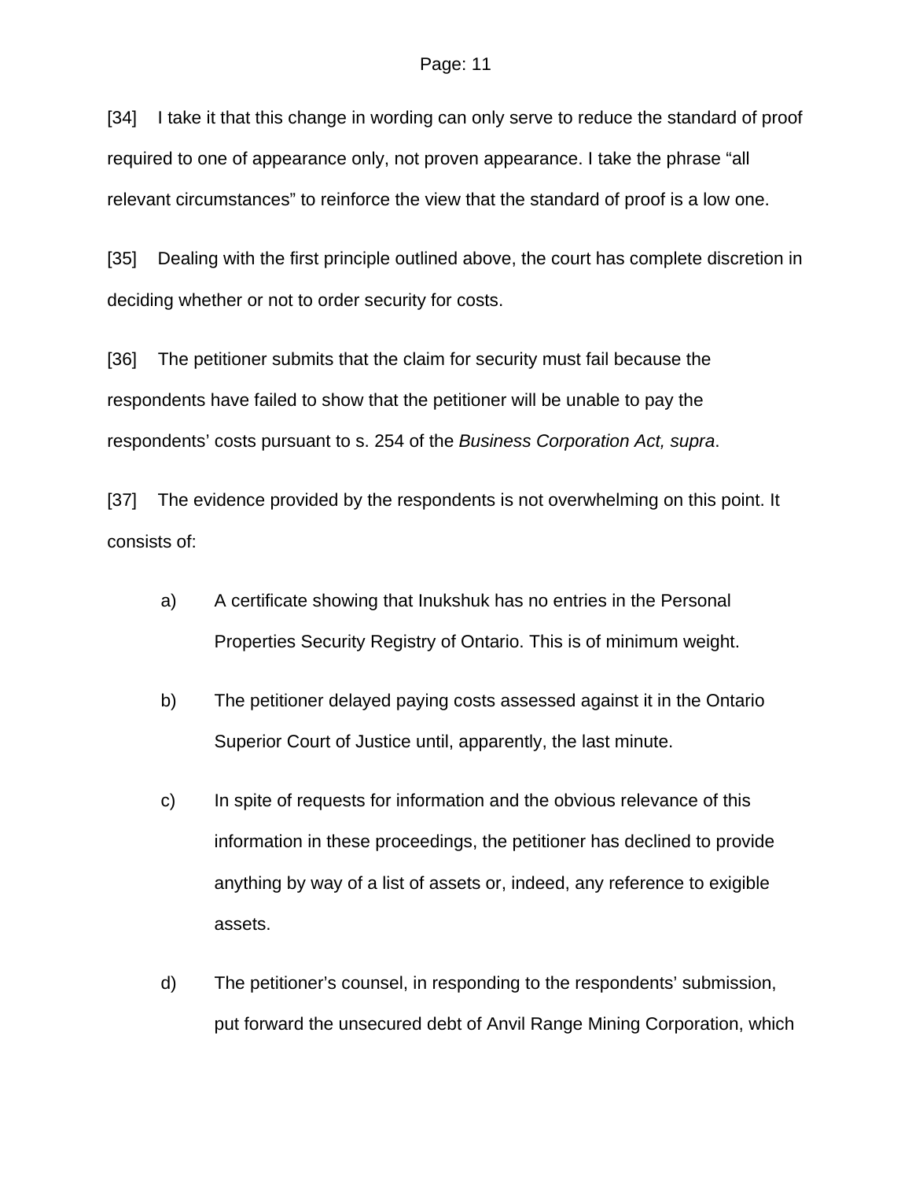[34] I take it that this change in wording can only serve to reduce the standard of proof required to one of appearance only, not proven appearance. I take the phrase "all relevant circumstances" to reinforce the view that the standard of proof is a low one.

[35] Dealing with the first principle outlined above, the court has complete discretion in deciding whether or not to order security for costs.

[36] The petitioner submits that the claim for security must fail because the respondents have failed to show that the petitioner will be unable to pay the respondents' costs pursuant to s. 254 of the *Business Corporation Act, supra*.

[37] The evidence provided by the respondents is not overwhelming on this point. It consists of:

a) A certificate showing that Inukshuk has no entries in the Personal Properties Security Registry of Ontario. This is of minimum weight.

b) The petitioner delayed paying costs assessed against it in the Ontario Superior Court of Justice until, apparently, the last minute.

c) In spite of requests for information and the obvious relevance of this information in these proceedings, the petitioner has declined to provide anything by way of a list of assets or, indeed, any reference to exigible assets.

d) The petitioner's counsel, in responding to the respondents' submission, put forward the unsecured debt of Anvil Range Mining Corporation, which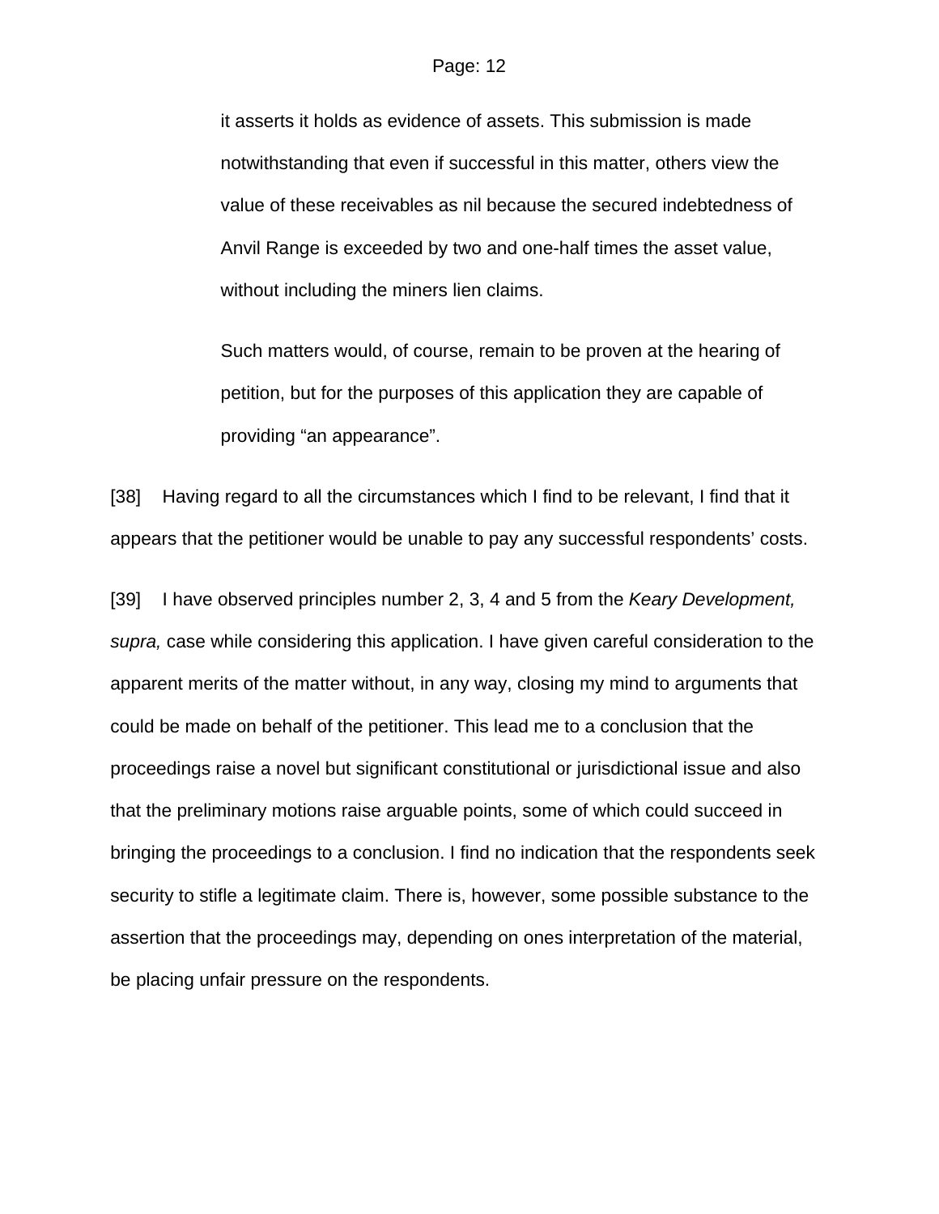> it asserts it holds as evidence of assets. This submission is made notwithstanding that even if successful in this matter, others view the value of these receivables as nil because the secured indebtedness of Anvil Range is exceeded by two and one-half times the asset value, without including the miners lien claims.
>
> Such matters would, of course, remain to be proven at the hearing of petition, but for the purposes of this application they are capable of providing "an appearance".

[38] Having regard to all the circumstances which I find to be relevant, I find that it appears that the petitioner would be unable to pay any successful respondents' costs.

[39] I have observed principles number 2, 3, 4 and 5 from the *Keary Development, supra,* case while considering this application. I have given careful consideration to the apparent merits of the matter without, in any way, closing my mind to arguments that could be made on behalf of the petitioner. This lead me to a conclusion that the proceedings raise a novel but significant constitutional or jurisdictional issue and also that the preliminary motions raise arguable points, some of which could succeed in bringing the proceedings to a conclusion. I find no indication that the respondents seek security to stifle a legitimate claim. There is, however, some possible substance to the assertion that the proceedings may, depending on ones interpretation of the material, be placing unfair pressure on the respondents.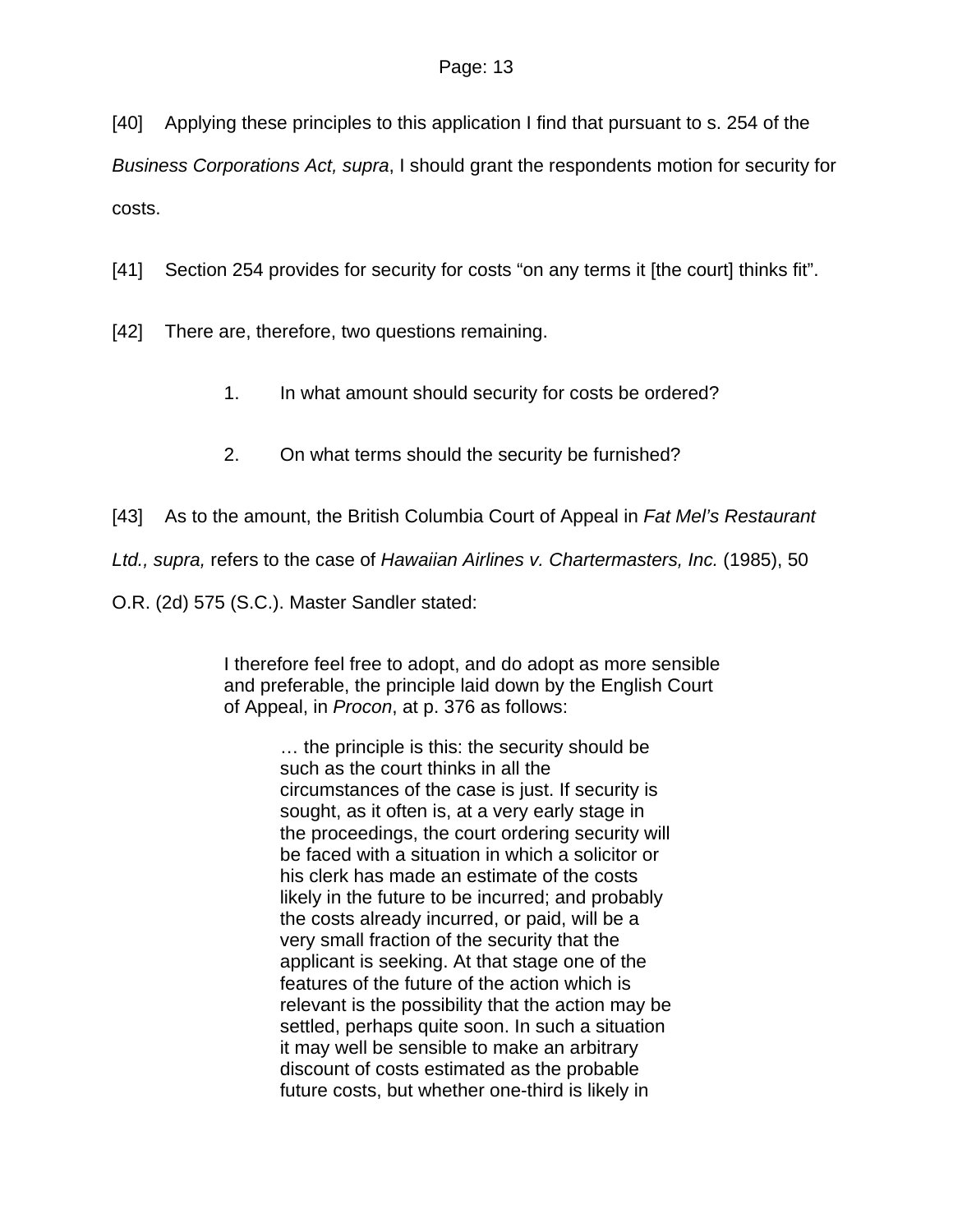[40] Applying these principles to this application I find that pursuant to s. 254 of the *Business Corporations Act, supra*, I should grant the respondents motion for security for costs.

[41] Section 254 provides for security for costs “on any terms it [the court] thinks fit”.

[42] There are, therefore, two questions remaining.

1. In what amount should security for costs be ordered?

2. On what terms should the security be furnished?

[43] As to the amount, the British Columbia Court of Appeal in *Fat Mel’s Restaurant Ltd., supra,* refers to the case of *Hawaiian Airlines v. Chartermasters, Inc.* (1985), 50 O.R. (2d) 575 (S.C.). Master Sandler stated:

> I therefore feel free to adopt, and do adopt as more sensible and preferable, the principle laid down by the English Court of Appeal, in *Procon*, at p. 376 as follows:
>
> > … the principle is this: the security should be such as the court thinks in all the circumstances of the case is just. If security is sought, as it often is, at a very early stage in the proceedings, the court ordering security will be faced with a situation in which a solicitor or his clerk has made an estimate of the costs likely in the future to be incurred; and probably the costs already incurred, or paid, will be a very small fraction of the security that the applicant is seeking. At that stage one of the features of the future of the action which is relevant is the possibility that the action may be settled, perhaps quite soon. In such a situation it may well be sensible to make an arbitrary discount of costs estimated as the probable future costs, but whether one-third is likely in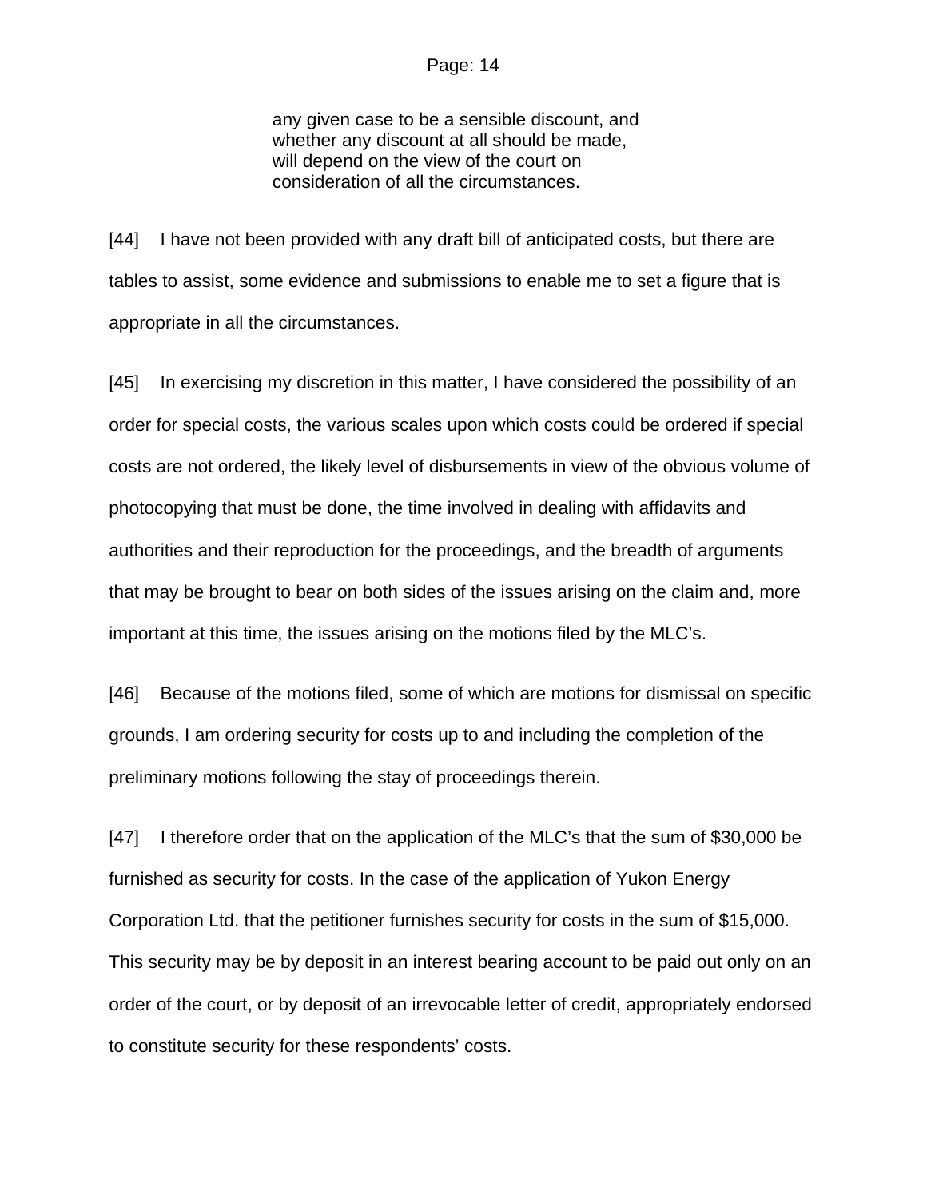> any given case to be a sensible discount, and whether any discount at all should be made, will depend on the view of the court on consideration of all the circumstances.

[44] I have not been provided with any draft bill of anticipated costs, but there are tables to assist, some evidence and submissions to enable me to set a figure that is appropriate in all the circumstances.

[45] In exercising my discretion in this matter, I have considered the possibility of an order for special costs, the various scales upon which costs could be ordered if special costs are not ordered, the likely level of disbursements in view of the obvious volume of photocopying that must be done, the time involved in dealing with affidavits and authorities and their reproduction for the proceedings, and the breadth of arguments that may be brought to bear on both sides of the issues arising on the claim and, more important at this time, the issues arising on the motions filed by the MLC's.

[46] Because of the motions filed, some of which are motions for dismissal on specific grounds, I am ordering security for costs up to and including the completion of the preliminary motions following the stay of proceedings therein.

[47] I therefore order that on the application of the MLC's that the sum of $30,000 be furnished as security for costs. In the case of the application of Yukon Energy Corporation Ltd. that the petitioner furnishes security for costs in the sum of $15,000. This security may be by deposit in an interest bearing account to be paid out only on an order of the court, or by deposit of an irrevocable letter of credit, appropriately endorsed to constitute security for these respondents' costs.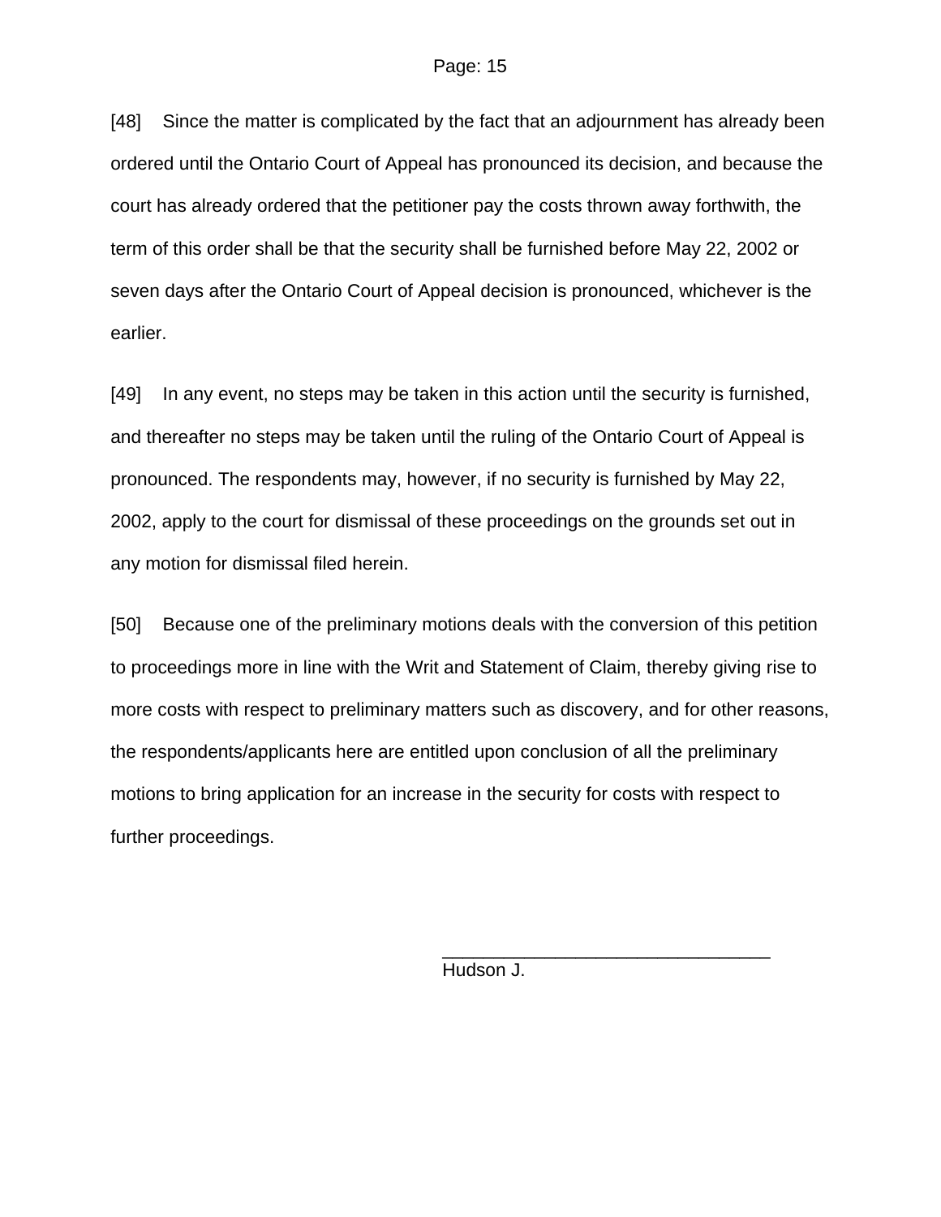[48] Since the matter is complicated by the fact that an adjournment has already been ordered until the Ontario Court of Appeal has pronounced its decision, and because the court has already ordered that the petitioner pay the costs thrown away forthwith, the term of this order shall be that the security shall be furnished before May 22, 2002 or seven days after the Ontario Court of Appeal decision is pronounced, whichever is the earlier.

[49] In any event, no steps may be taken in this action until the security is furnished, and thereafter no steps may be taken until the ruling of the Ontario Court of Appeal is pronounced. The respondents may, however, if no security is furnished by May 22, 2002, apply to the court for dismissal of these proceedings on the grounds set out in any motion for dismissal filed herein.

[50] Because one of the preliminary motions deals with the conversion of this petition to proceedings more in line with the Writ and Statement of Claim, thereby giving rise to more costs with respect to preliminary matters such as discovery, and for other reasons, the respondents/applicants here are entitled upon conclusion of all the preliminary motions to bring application for an increase in the security for costs with respect to further proceedings.

\_\_\_\_\_\_\_\_\_\_\_\_\_\_\_\_\_\_\_\_\_\_\_\_\_\_\_\_\_\_\_\_

Hudson J.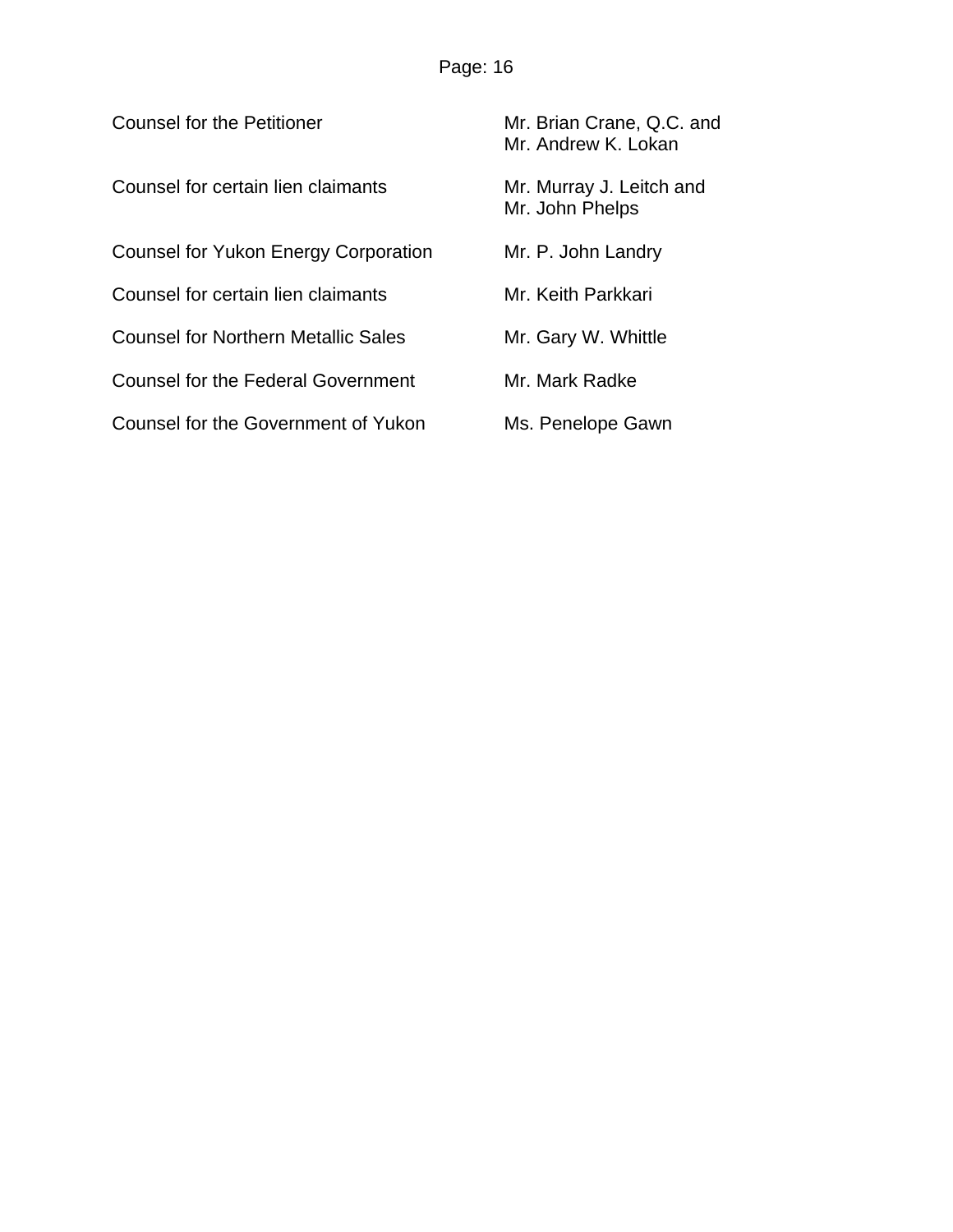| | |
|---|---|
| Counsel for the Petitioner | Mr. Brian Crane, Q.C. and Mr. Andrew K. Lokan |
| Counsel for certain lien claimants | Mr. Murray J. Leitch and Mr. John Phelps |
| Counsel for Yukon Energy Corporation | Mr. P. John Landry |
| Counsel for certain lien claimants | Mr. Keith Parkkari |
| Counsel for Northern Metallic Sales | Mr. Gary W. Whittle |
| Counsel for the Federal Government | Mr. Mark Radke |
| Counsel for the Government of Yukon | Ms. Penelope Gawn |